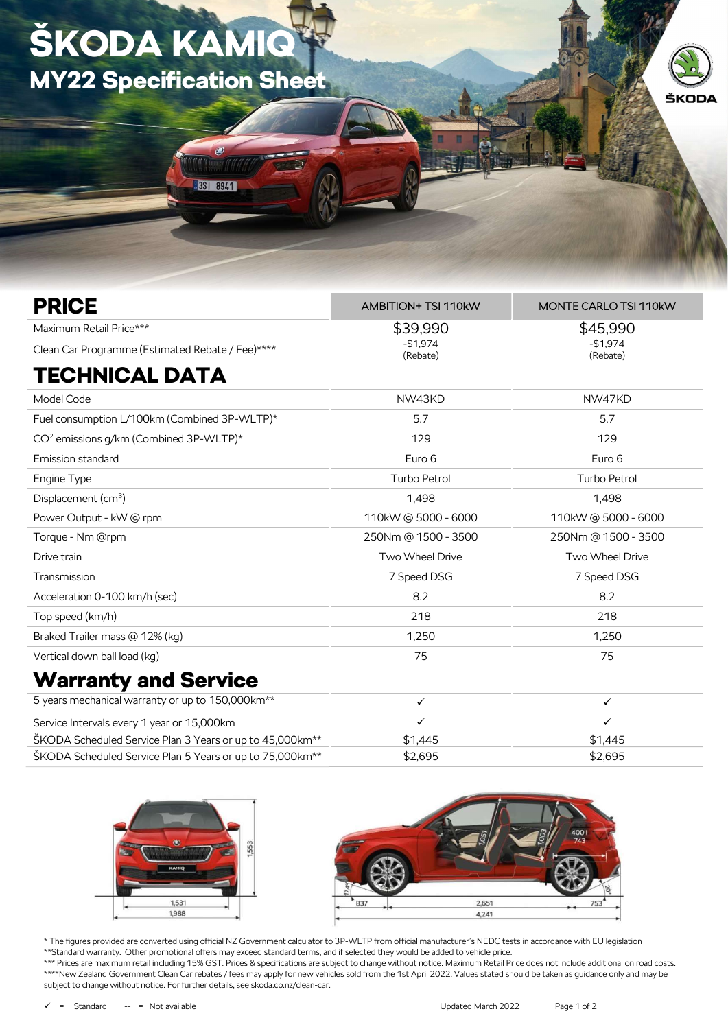# ŠKODA KAMIQ
## MY22 Specification Sheet

| PRICE | AMBITION+ TSI 110kW | MONTE CARLO TSI 110kW |
|---|---|---|
| Maximum Retail Price*** | $39,990 | $45,990 |
| Clean Car Programme (Estimated Rebate / Fee)**** | -$1,974 (Rebate) | -$1,974 (Rebate) |

## TECHNICAL DATA

| | AMBITION+ TSI 110kW | MONTE CARLO TSI 110kW |
|---|---|---|
| Model Code | NW43KD | NW47KD |
| Fuel consumption L/100km (Combined 3P-WLTP)* | 5.7 | 5.7 |
| $CO^2$ emissions g/km (Combined 3P-WLTP)* | 129 | 129 |
| Emission standard | Euro 6 | Euro 6 |
| Engine Type | Turbo Petrol | Turbo Petrol |
| Displacement ($cm^3$) | 1,498 | 1,498 |
| Power Output - kW @ rpm | 110kW @ 5000 - 6000 | 110kW @ 5000 - 6000 |
| Torque - Nm @rpm | 250Nm @ 1500 - 3500 | 250Nm @ 1500 - 3500 |
| Drive train | Two Wheel Drive | Two Wheel Drive |
| Transmission | 7 Speed DSG | 7 Speed DSG |
| Acceleration 0-100 km/h (sec) | 8.2 | 8.2 |
| Top speed (km/h) | 218 | 218 |
| Braked Trailer mass @ 12% (kg) | 1,250 | 1,250 |
| Vertical down ball load (kg) | 75 | 75 |

## Warranty and Service

| | AMBITION+ TSI 110kW | MONTE CARLO TSI 110kW |
|---|---|---|
| 5 years mechanical warranty or up to 150,000km** | ✓ | ✓ |
| Service Intervals every 1 year or 15,000km | ✓ | ✓ |
| ŠKODA Scheduled Service Plan 3 Years or up to 45,000km** | $1,445 | $1,445 |
| ŠKODA Scheduled Service Plan 5 Years or up to 75,000km** | $2,695 | $2,695 |

\* The figures provided are converted using official NZ Government calculator to 3P-WLTP from official manufacturer's NEDC tests in accordance with EU legislation
**Standard warranty. Other promotional offers may exceed standard terms, and if selected they would be added to vehicle price.
*** Prices are maximum retail including 15% GST. Prices & specifications are subject to change without notice. Maximum Retail Price does not include additional on road costs.
****New Zealand Government Clean Car rebates / fees may apply for new vehicles sold from the 1st April 2022. Values stated should be taken as guidance only and may be subject to change without notice. For further details, see skoda.co.nz/clean-car.

✓ = Standard -- = Not available

Updated March 2022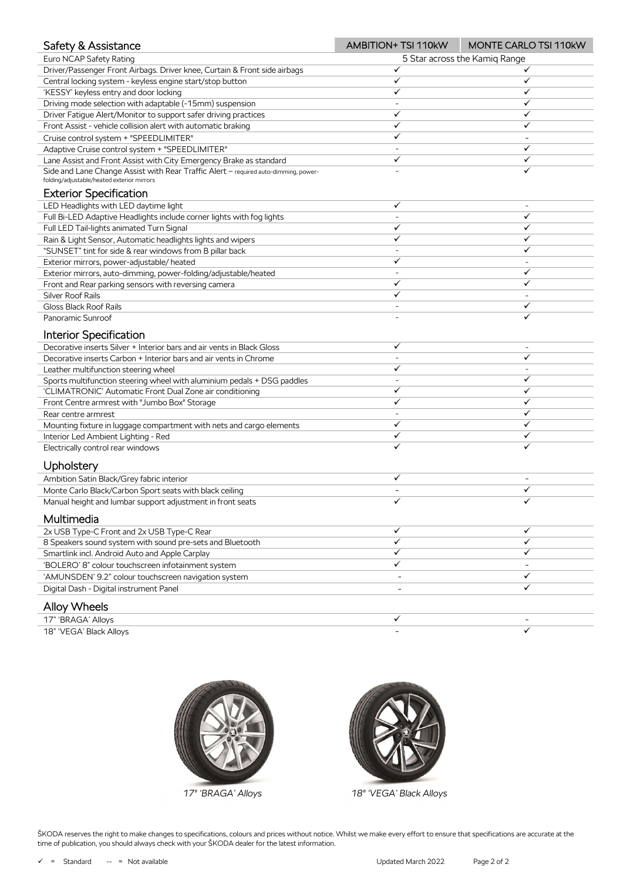| Safety & Assistance | AMBITION+ TSI 110kW | MONTE CARLO TSI 110kW |
|---|---|---|
| Euro NCAP Safety Rating | 5 Star across the Kamiq Range | |
| Driver/Passenger Front Airbags. Driver knee, Curtain & Front side airbags | ✓ | ✓ |
| Central locking system - keyless engine start/stop button | ✓ | ✓ |
| 'KESSY' keyless entry and door locking | ✓ | ✓ |
| Driving mode selection with adaptable (-15mm) suspension | - | ✓ |
| Driver Fatigue Alert/Monitor to support safer driving practices | ✓ | ✓ |
| Front Assist - vehicle collision alert with automatic braking | ✓ | ✓ |
| Cruise control system + "SPEEDLIMITER" | ✓ | - |
| Adaptive Cruise control system + "SPEEDLIMITER" | - | ✓ |
| Lane Assist and Front Assist with City Emergency Brake as standard | ✓ | ✓ |
| Side and Lane Change Assist with Rear Traffic Alert – required auto-dimming, power-folding/adjustable/heated exterior mirrors | - | ✓ |

## Exterior Specification

| | | |
|---|---|---|
| LED Headlights with LED daytime light | ✓ | - |
| Full Bi-LED Adaptive Headlights include corner lights with fog lights | - | ✓ |
| Full LED Tail-lights animated Turn Signal | ✓ | ✓ |
| Rain & Light Sensor, Automatic headlights lights and wipers | ✓ | ✓ |
| "SUNSET" tint for side & rear windows from B pillar back | - | ✓ |
| Exterior mirrors, power-adjustable/ heated | ✓ | - |
| Exterior mirrors, auto-dimming, power-folding/adjustable/heated | - | ✓ |
| Front and Rear parking sensors with reversing camera | ✓ | ✓ |
| Silver Roof Rails | ✓ | - |
| Gloss Black Roof Rails | - | ✓ |
| Panoramic Sunroof | - | ✓ |

## Interior Specification

| | | |
|---|---|---|
| Decorative inserts Silver + Interior bars and air vents in Black Gloss | ✓ | - |
| Decorative inserts Carbon + Interior bars and air vents in Chrome | - | ✓ |
| Leather multifunction steering wheel | ✓ | - |
| Sports multifunction steering wheel with aluminium pedals + DSG paddles | - | ✓ |
| 'CLIMATRONIC' Automatic Front Dual Zone air conditioning | ✓ | ✓ |
| Front Centre armrest with "Jumbo Box" Storage | ✓ | ✓ |
| Rear centre armrest | - | ✓ |
| Mounting fixture in luggage compartment with nets and cargo elements | ✓ | ✓ |
| Interior Led Ambient Lighting - Red | ✓ | ✓ |
| Electrically control rear windows | ✓ | ✓ |

## Upholstery

| | | |
|---|---|---|
| Ambition Satin Black/Grey fabric interior | ✓ | - |
| Monte Carlo Black/Carbon Sport seats with black ceiling | - | ✓ |
| Manual height and lumbar support adjustment in front seats | ✓ | ✓ |

## Multimedia

| | | |
|---|---|---|
| 2x USB Type-C Front and 2x USB Type-C Rear | ✓ | ✓ |
| 8 Speakers sound system with sound pre-sets and Bluetooth | ✓ | ✓ |
| Smartlink incl. Android Auto and Apple Carplay | ✓ | ✓ |
| 'BOLERO' 8" colour touchscreen infotainment system | ✓ | - |
| 'AMUNSDEN' 9.2" colour touchscreen navigation system | - | ✓ |
| Digital Dash - Digital instrument Panel | - | ✓ |

## Alloy Wheels

| | | |
|---|---|---|
| 17" 'BRAGA' Alloys | ✓ | - |
| 18" 'VEGA' Black Alloys | - | ✓ |

*17" 'BRAGA' Alloys*

*18" 'VEGA' Black Alloys*

ŠKODA reserves the right to make changes to specifications, colours and prices without notice. Whilst we make every effort to ensure that specifications are accurate at the time of publication, you should always check with your ŠKODA dealer for the latest information.

✓ = Standard -- = Not available

Updated March 2022